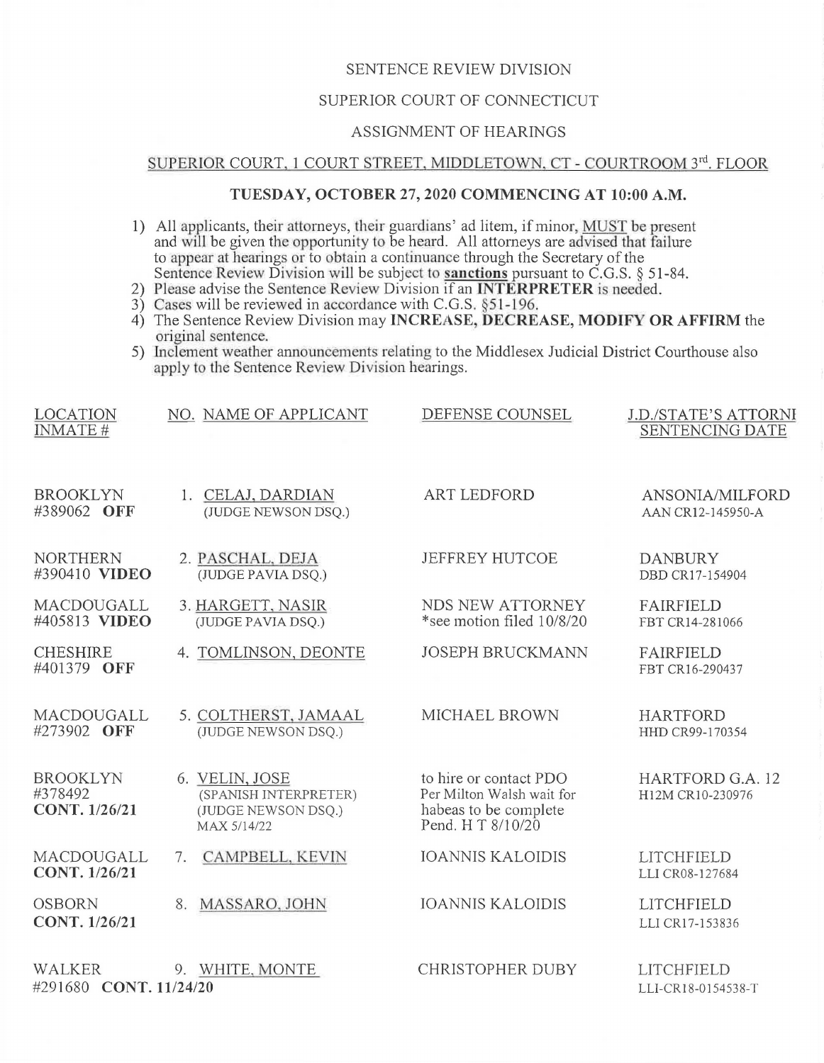SENTENCE REVIEW DIVISION

SUPERIOR COURT OF CONNECTICUT

ASSIGNMENT OF HEARINGS

SUPERIOR COURT, 1 COURT STREET, MIDDLETOWN, CT - COURTROOM 3rd. FLOOR

**TUESDAY, OCTOBER 27, 2020 COMMENCING AT 10:00 A.M.**

1) All applicants, their attorneys, their guardians' ad litem, if minor, MUST be present and will be given the opportunity to be heard. All attorneys are advised that failure to appear at hearings or to obtain a continuance through the Secretary of the Sentence Review Division will be subject to **sanctions** pursuant to C.G.S. § 51-84.
2) Please advise the Sentence Review Division if an **INTERPRETER** is needed.
3) Cases will be reviewed in accordance with C.G.S. §51-196.
4) The Sentence Review Division may **INCREASE, DECREASE, MODIFY OR AFFIRM** the original sentence.
5) Inclement weather announcements relating to the Middlesex Judicial District Courthouse also apply to the Sentence Review Division hearings.

| LOCATION INMATE # | NO. NAME OF APPLICANT | DEFENSE COUNSEL | J.D./STATE'S ATTORNI SENTENCING DATE |
|---|---|---|---|
| BROOKLYN #389062 **OFF** | 1. CELAJ, DARDIAN (JUDGE NEWSON DSQ.) | ART LEDFORD | ANSONIA/MILFORD AAN CR12-145950-A |
| NORTHERN #390410 **VIDEO** | 2. PASCHAL, DEJA (JUDGE PAVIA DSQ.) | JEFFREY HUTCOE | DANBURY DBD CR17-154904 |
| MACDOUGALL #405813 **VIDEO** | 3. HARGETT, NASIR (JUDGE PAVIA DSQ.) | NDS NEW ATTORNEY *see motion filed 10/8/20 | FAIRFIELD FBT CR14-281066 |
| CHESHIRE #401379 **OFF** | 4. TOMLINSON, DEONTE | JOSEPH BRUCKMANN | FAIRFIELD FBT CR16-290437 |
| MACDOUGALL #273902 **OFF** | 5. COLTHERST, JAMAAL (JUDGE NEWSON DSQ.) | MICHAEL BROWN | HARTFORD HHD CR99-170354 |
| BROOKLYN #378492 **CONT. 1/26/21** | 6. VELIN, JOSE (SPANISH INTERPRETER) (JUDGE NEWSON DSQ.) MAX 5/14/22 | to hire or contact PDO Per Milton Walsh wait for habeas to be complete Pend. H T 8/10/20 | HARTFORD G.A. 12 H12M CR10-230976 |
| MACDOUGALL **CONT. 1/26/21** | 7. CAMPBELL, KEVIN | IOANNIS KALOIDIS | LITCHFIELD LLI CR08-127684 |
| OSBORN **CONT. 1/26/21** | 8. MASSARO, JOHN | IOANNIS KALOIDIS | LITCHFIELD LLI CR17-153836 |
| WALKER #291680 **CONT. 11/24/20** | 9. WHITE, MONTE | CHRISTOPHER DUBY | LITCHFIELD LLI-CR18-0154538-T |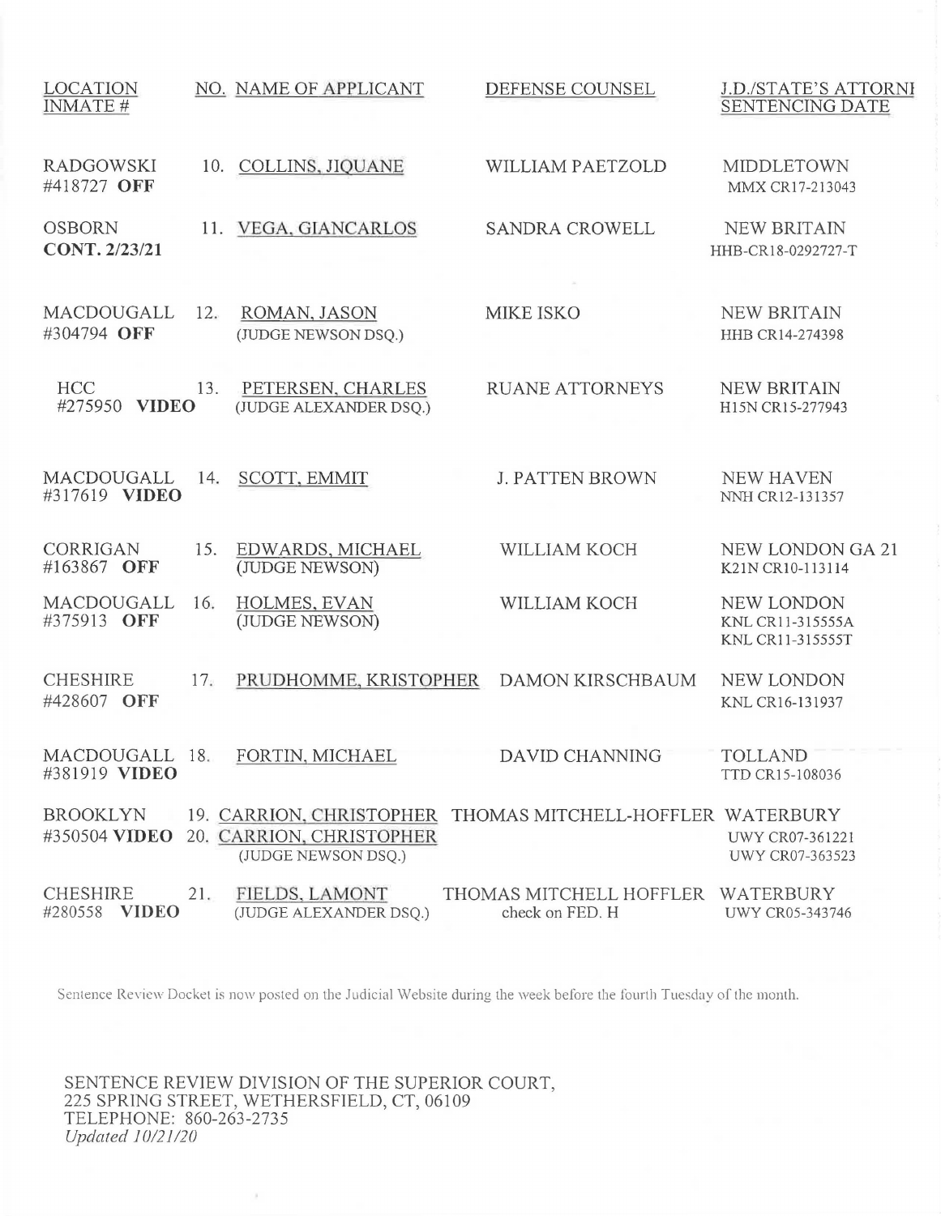| LOCATION INMATE # | NO. | NAME OF APPLICANT | DEFENSE COUNSEL | J.D./STATE'S ATTORNEY SENTENCING DATE |
|---|---|---|---|---|
| RADGOWSKI #418727 **OFF** | 10. | COLLINS, JIQUANE | WILLIAM PAETZOLD | MIDDLETOWN MMX CR17-213043 |
| OSBORN **CONT. 2/23/21** | 11. | VEGA, GIANCARLOS | SANDRA CROWELL | NEW BRITAIN HHB-CR18-0292727-T |
| MACDOUGALL #304794 **OFF** | 12. | ROMAN, JASON (JUDGE NEWSON DSQ.) | MIKE ISKO | NEW BRITAIN HHB CR14-274398 |
| HCC #275950 **VIDEO** | 13. | PETERSEN, CHARLES (JUDGE ALEXANDER DSQ.) | RUANE ATTORNEYS | NEW BRITAIN H15N CR15-277943 |
| MACDOUGALL #317619 **VIDEO** | 14. | SCOTT, EMMIT | J. PATTEN BROWN | NEW HAVEN NNH CR12-131357 |
| CORRIGAN #163867 **OFF** | 15. | EDWARDS, MICHAEL (JUDGE NEWSON) | WILLIAM KOCH | NEW LONDON GA 21 K21N CR10-113114 |
| MACDOUGALL #375913 **OFF** | 16. | HOLMES, EVAN (JUDGE NEWSON) | WILLIAM KOCH | NEW LONDON KNL CR11-315555A KNL CR11-315555T |
| CHESHIRE #428607 **OFF** | 17. | PRUDHOMME, KRISTOPHER | DAMON KIRSCHBAUM | NEW LONDON KNL CR16-131937 |
| MACDOUGALL #381919 **VIDEO** | 18. | FORTIN, MICHAEL | DAVID CHANNING | TOLLAND TTD CR15-108036 |
| BROOKLYN #350504 **VIDEO** | 19. 20. | CARRION, CHRISTOPHER CARRION, CHRISTOPHER (JUDGE NEWSON DSQ.) | THOMAS MITCHELL-HOFFLER | WATERBURY UWY CR07-361221 UWY CR07-363523 |
| CHESHIRE #280558 **VIDEO** | 21. | FIELDS, LAMONT (JUDGE ALEXANDER DSQ.) | THOMAS MITCHELL HOFFLER check on FED. H | WATERBURY UWY CR05-343746 |

Sentence Review Docket is now posted on the Judicial Website during the week before the fourth Tuesday of the month.

SENTENCE REVIEW DIVISION OF THE SUPERIOR COURT,
225 SPRING STREET, WETHERSFIELD, CT, 06109
TELEPHONE: 860-263-2735
*Updated 10/21/20*